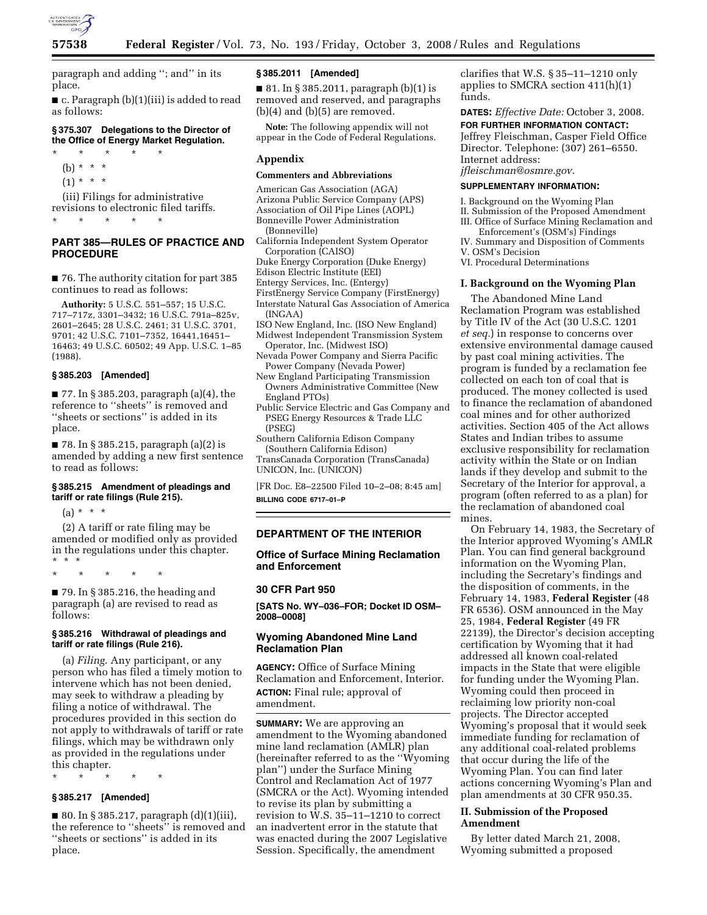paragraph and adding ''; and'' in its place.

■ c. Paragraph (b)(1)(iii) is added to read as follows:

**§ 375.307 Delegations to the Director of the Office of Energy Market Regulation.**

\* \* \* \* \*

(b) \* \* \*

(1) \* \* \*

(iii) Filings for administrative revisions to electronic filed tariffs.

\* \* \* \* \*

## PART 385—RULES OF PRACTICE AND PROCEDURE

■ 76. The authority citation for part 385 continues to read as follows:

**Authority:** 5 U.S.C. 551–557; 15 U.S.C. 717–717z, 3301–3432; 16 U.S.C. 791a–825v, 2601–2645; 28 U.S.C. 2461; 31 U.S.C. 3701, 9701; 42 U.S.C. 7101–7352, 16441,16451–16463; 49 U.S.C. 60502; 49 App. U.S.C. 1–85 (1988).

**§ 385.203 [Amended]**

■ 77. In § 385.203, paragraph (a)(4), the reference to ''sheets'' is removed and ''sheets or sections'' is added in its place.

■ 78. In § 385.215, paragraph (a)(2) is amended by adding a new first sentence to read as follows:

**§ 385.215 Amendment of pleadings and tariff or rate filings (Rule 215).**

(a) \* \* \*

(2) A tariff or rate filing may be amended or modified only as provided in the regulations under this chapter. \* \* \*

\* \* \* \* \*

■ 79. In § 385.216, the heading and paragraph (a) are revised to read as follows:

**§ 385.216 Withdrawal of pleadings and tariff or rate filings (Rule 216).**

(a) *Filing*. Any participant, or any person who has filed a timely motion to intervene which has not been denied, may seek to withdraw a pleading by filing a notice of withdrawal. The procedures provided in this section do not apply to withdrawals of tariff or rate filings, which may be withdrawn only as provided in the regulations under this chapter.

\* \* \* \* \*

**§ 385.217 [Amended]**

■ 80. In § 385.217, paragraph (d)(1)(iii), the reference to ''sheets'' is removed and ''sheets or sections'' is added in its place.

**§ 385.2011 [Amended]**

■ 81. In § 385.2011, paragraph (b)(1) is removed and reserved, and paragraphs (b)(4) and (b)(5) are removed.

**Note:** The following appendix will not appear in the Code of Federal Regulations.

## Appendix

### Commenters and Abbreviations

American Gas Association (AGA)
Arizona Public Service Company (APS)
Association of Oil Pipe Lines (AOPL)
Bonneville Power Administration (Bonneville)
California Independent System Operator Corporation (CAISO)
Duke Energy Corporation (Duke Energy)
Edison Electric Institute (EEI)
Entergy Services, Inc. (Entergy)
FirstEnergy Service Company (FirstEnergy)
Interstate Natural Gas Association of America (INGAA)
ISO New England, Inc. (ISO New England)
Midwest Independent Transmission System Operator, Inc. (Midwest ISO)
Nevada Power Company and Sierra Pacific Power Company (Nevada Power)
New England Participating Transmission Owners Administrative Committee (New England PTOs)
Public Service Electric and Gas Company and PSEG Energy Resources & Trade LLC (PSEG)
Southern California Edison Company (Southern California Edison)
TransCanada Corporation (TransCanada)
UNICON, Inc. (UNICON)

[FR Doc. E8–22500 Filed 10–2–08; 8:45 am]

**BILLING CODE 6717–01–P**

## DEPARTMENT OF THE INTERIOR

## Office of Surface Mining Reclamation and Enforcement

## 30 CFR Part 950

**[SATS No. WY–036–FOR; Docket ID OSM–2008–0008]**

## Wyoming Abandoned Mine Land Reclamation Plan

**AGENCY:** Office of Surface Mining Reclamation and Enforcement, Interior.

**ACTION:** Final rule; approval of amendment.

**SUMMARY:** We are approving an amendment to the Wyoming abandoned mine land reclamation (AMLR) plan (hereinafter referred to as the ''Wyoming plan'') under the Surface Mining Control and Reclamation Act of 1977 (SMCRA or the Act). Wyoming intended to revise its plan by submitting a revision to W.S. 35–11–1210 to correct an inadvertent error in the statute that was enacted during the 2007 Legislative Session. Specifically, the amendment clarifies that W.S. § 35–11–1210 only applies to SMCRA section 411(h)(1) funds.

**DATES:** *Effective Date:* October 3, 2008.

**FOR FURTHER INFORMATION CONTACT:** Jeffrey Fleischman, Casper Field Office Director. Telephone: (307) 261–6550. Internet address: *jfleischman@osmre.gov.*

**SUPPLEMENTARY INFORMATION:**

I. Background on the Wyoming Plan
II. Submission of the Proposed Amendment
III. Office of Surface Mining Reclamation and Enforcement's (OSM's) Findings
IV. Summary and Disposition of Comments
V. OSM's Decision
VI. Procedural Determinations

### I. Background on the Wyoming Plan

The Abandoned Mine Land Reclamation Program was established by Title IV of the Act (30 U.S.C. 1201 *et seq.*) in response to concerns over extensive environmental damage caused by past coal mining activities. The program is funded by a reclamation fee collected on each ton of coal that is produced. The money collected is used to finance the reclamation of abandoned coal mines and for other authorized activities. Section 405 of the Act allows States and Indian tribes to assume exclusive responsibility for reclamation activity within the State or on Indian lands if they develop and submit to the Secretary of the Interior for approval, a program (often referred to as a plan) for the reclamation of abandoned coal mines.

On February 14, 1983, the Secretary of the Interior approved Wyoming's AMLR Plan. You can find general background information on the Wyoming Plan, including the Secretary's findings and the disposition of comments, in the February 14, 1983, **Federal Register** (48 FR 6536). OSM announced in the May 25, 1984, **Federal Register** (49 FR 22139), the Director's decision accepting certification by Wyoming that it had addressed all known coal-related impacts in the State that were eligible for funding under the Wyoming Plan. Wyoming could then proceed in reclaiming low priority non-coal projects. The Director accepted Wyoming's proposal that it would seek immediate funding for reclamation of any additional coal-related problems that occur during the life of the Wyoming Plan. You can find later actions concerning Wyoming's Plan and plan amendments at 30 CFR 950.35.

### II. Submission of the Proposed Amendment

By letter dated March 21, 2008, Wyoming submitted a proposed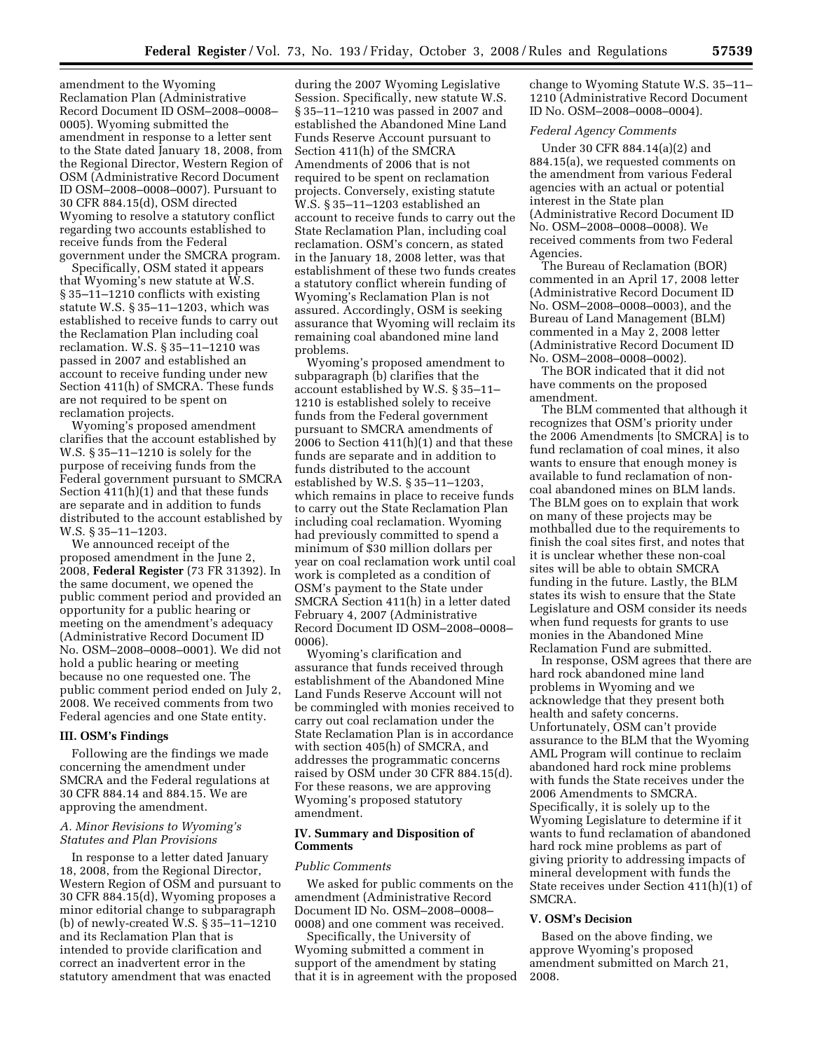amendment to the Wyoming Reclamation Plan (Administrative Record Document ID OSM–2008–0008–0005). Wyoming submitted the amendment in response to a letter sent to the State dated January 18, 2008, from the Regional Director, Western Region of OSM (Administrative Record Document ID OSM–2008–0008–0007). Pursuant to 30 CFR 884.15(d), OSM directed Wyoming to resolve a statutory conflict regarding two accounts established to receive funds from the Federal government under the SMCRA program.

Specifically, OSM stated it appears that Wyoming's new statute at W.S. § 35–11–1210 conflicts with existing statute W.S. § 35–11–1203, which was established to receive funds to carry out the Reclamation Plan including coal reclamation. W.S. § 35–11–1210 was passed in 2007 and established an account to receive funding under new Section 411(h) of SMCRA. These funds are not required to be spent on reclamation projects.

Wyoming's proposed amendment clarifies that the account established by W.S. § 35–11–1210 is solely for the purpose of receiving funds from the Federal government pursuant to SMCRA Section 411(h)(1) and that these funds are separate and in addition to funds distributed to the account established by W.S. § 35–11–1203.

We announced receipt of the proposed amendment in the June 2, 2008, **Federal Register** (73 FR 31392). In the same document, we opened the public comment period and provided an opportunity for a public hearing or meeting on the amendment's adequacy (Administrative Record Document ID No. OSM–2008–0008–0001). We did not hold a public hearing or meeting because no one requested one. The public comment period ended on July 2, 2008. We received comments from two Federal agencies and one State entity.

## III. OSM's Findings

Following are the findings we made concerning the amendment under SMCRA and the Federal regulations at 30 CFR 884.14 and 884.15. We are approving the amendment.

### *A. Minor Revisions to Wyoming's Statutes and Plan Provisions*

In response to a letter dated January 18, 2008, from the Regional Director, Western Region of OSM and pursuant to 30 CFR 884.15(d), Wyoming proposes a minor editorial change to subparagraph (b) of newly-created W.S. § 35–11–1210 and its Reclamation Plan that is intended to provide clarification and correct an inadvertent error in the statutory amendment that was enacted during the 2007 Wyoming Legislative Session. Specifically, new statute W.S. § 35–11–1210 was passed in 2007 and established the Abandoned Mine Land Funds Reserve Account pursuant to Section 411(h) of the SMCRA Amendments of 2006 that is not required to be spent on reclamation projects. Conversely, existing statute W.S. § 35–11–1203 established an account to receive funds to carry out the State Reclamation Plan, including coal reclamation. OSM's concern, as stated in the January 18, 2008 letter, was that establishment of these two funds creates a statutory conflict wherein funding of Wyoming's Reclamation Plan is not assured. Accordingly, OSM is seeking assurance that Wyoming will reclaim its remaining coal abandoned mine land problems.

Wyoming's proposed amendment to subparagraph (b) clarifies that the account established by W.S. § 35–11–1210 is established solely to receive funds from the Federal government pursuant to SMCRA amendments of 2006 to Section 411(h)(1) and that these funds are separate and in addition to funds distributed to the account established by W.S. § 35–11–1203, which remains in place to receive funds to carry out the State Reclamation Plan including coal reclamation. Wyoming had previously committed to spend a minimum of $30 million dollars per year on coal reclamation work until coal work is completed as a condition of OSM's payment to the State under SMCRA Section 411(h) in a letter dated February 4, 2007 (Administrative Record Document ID OSM–2008–0008–0006).

Wyoming's clarification and assurance that funds received through establishment of the Abandoned Mine Land Funds Reserve Account will not be commingled with monies received to carry out coal reclamation under the State Reclamation Plan is in accordance with section 405(h) of SMCRA, and addresses the programmatic concerns raised by OSM under 30 CFR 884.15(d). For these reasons, we are approving Wyoming's proposed statutory amendment.

## IV. Summary and Disposition of Comments

### *Public Comments*

We asked for public comments on the amendment (Administrative Record Document ID No. OSM–2008–0008–0008) and one comment was received.

Specifically, the University of Wyoming submitted a comment in support of the amendment by stating that it is in agreement with the proposed change to Wyoming Statute W.S. 35–11–1210 (Administrative Record Document ID No. OSM–2008–0008–0004).

### *Federal Agency Comments*

Under 30 CFR 884.14(a)(2) and 884.15(a), we requested comments on the amendment from various Federal agencies with an actual or potential interest in the State plan (Administrative Record Document ID No. OSM–2008–0008–0008). We received comments from two Federal Agencies.

The Bureau of Reclamation (BOR) commented in an April 17, 2008 letter (Administrative Record Document ID No. OSM–2008–0008–0003), and the Bureau of Land Management (BLM) commented in a May 2, 2008 letter (Administrative Record Document ID No. OSM–2008–0008–0002).

The BOR indicated that it did not have comments on the proposed amendment.

The BLM commented that although it recognizes that OSM's priority under the 2006 Amendments [to SMCRA] is to fund reclamation of coal mines, it also wants to ensure that enough money is available to fund reclamation of non-coal abandoned mines on BLM lands. The BLM goes on to explain that work on many of these projects may be mothballed due to the requirements to finish the coal sites first, and notes that it is unclear whether these non-coal sites will be able to obtain SMCRA funding in the future. Lastly, the BLM states its wish to ensure that the State Legislature and OSM consider its needs when fund requests for grants to use monies in the Abandoned Mine Reclamation Fund are submitted.

In response, OSM agrees that there are hard rock abandoned mine land problems in Wyoming and we acknowledge that they present both health and safety concerns. Unfortunately, OSM can't provide assurance to the BLM that the Wyoming AML Program will continue to reclaim abandoned hard rock mine problems with funds the State receives under the 2006 Amendments to SMCRA. Specifically, it is solely up to the Wyoming Legislature to determine if it wants to fund reclamation of abandoned hard rock mine problems as part of giving priority to addressing impacts of mineral development with funds the State receives under Section 411(h)(1) of SMCRA.

## V. OSM's Decision

Based on the above finding, we approve Wyoming's proposed amendment submitted on March 21, 2008.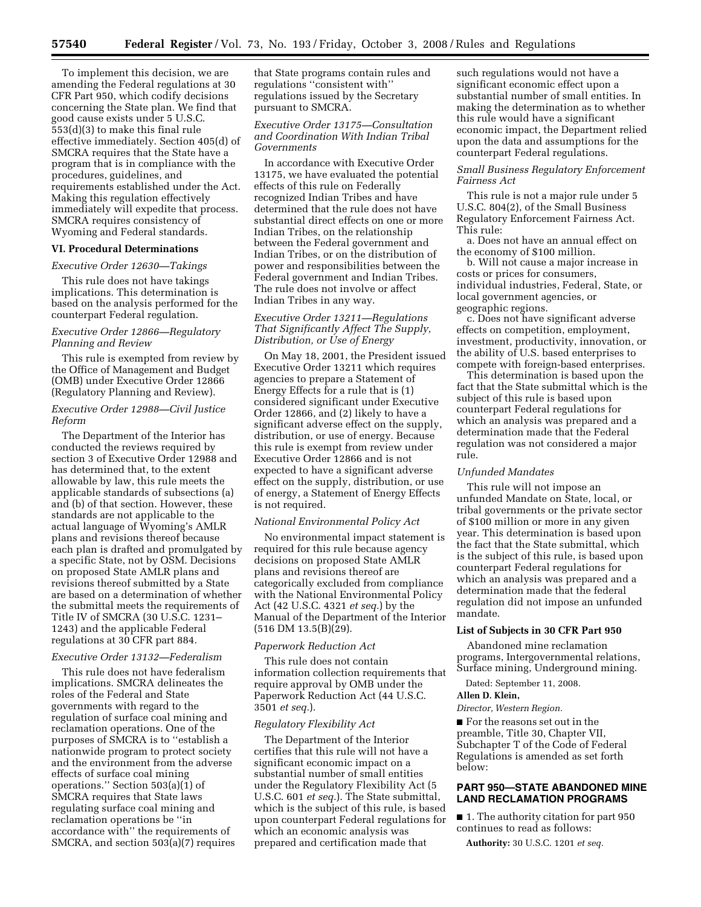To implement this decision, we are amending the Federal regulations at 30 CFR Part 950, which codify decisions concerning the State plan. We find that good cause exists under 5 U.S.C. 553(d)(3) to make this final rule effective immediately. Section 405(d) of SMCRA requires that the State have a program that is in compliance with the procedures, guidelines, and requirements established under the Act. Making this regulation effectively immediately will expedite that process. SMCRA requires consistency of Wyoming and Federal standards.

### VI. Procedural Determinations

*Executive Order 12630—Takings*

This rule does not have takings implications. This determination is based on the analysis performed for the counterpart Federal regulation.

*Executive Order 12866—Regulatory Planning and Review*

This rule is exempted from review by the Office of Management and Budget (OMB) under Executive Order 12866 (Regulatory Planning and Review).

*Executive Order 12988—Civil Justice Reform*

The Department of the Interior has conducted the reviews required by section 3 of Executive Order 12988 and has determined that, to the extent allowable by law, this rule meets the applicable standards of subsections (a) and (b) of that section. However, these standards are not applicable to the actual language of Wyoming's AMLR plans and revisions thereof because each plan is drafted and promulgated by a specific State, not by OSM. Decisions on proposed State AMLR plans and revisions thereof submitted by a State are based on a determination of whether the submittal meets the requirements of Title IV of SMCRA (30 U.S.C. 1231–1243) and the applicable Federal regulations at 30 CFR part 884.

*Executive Order 13132—Federalism*

This rule does not have federalism implications. SMCRA delineates the roles of the Federal and State governments with regard to the regulation of surface coal mining and reclamation operations. One of the purposes of SMCRA is to "establish a nationwide program to protect society and the environment from the adverse effects of surface coal mining operations." Section 503(a)(1) of SMCRA requires that State laws regulating surface coal mining and reclamation operations be "in accordance with" the requirements of SMCRA, and section 503(a)(7) requires that State programs contain rules and regulations "consistent with" regulations issued by the Secretary pursuant to SMCRA.

*Executive Order 13175—Consultation and Coordination With Indian Tribal Governments*

In accordance with Executive Order 13175, we have evaluated the potential effects of this rule on Federally recognized Indian Tribes and have determined that the rule does not have substantial direct effects on one or more Indian Tribes, on the relationship between the Federal government and Indian Tribes, or on the distribution of power and responsibilities between the Federal government and Indian Tribes. The rule does not involve or affect Indian Tribes in any way.

*Executive Order 13211—Regulations That Significantly Affect The Supply, Distribution, or Use of Energy*

On May 18, 2001, the President issued Executive Order 13211 which requires agencies to prepare a Statement of Energy Effects for a rule that is (1) considered significant under Executive Order 12866, and (2) likely to have a significant adverse effect on the supply, distribution, or use of energy. Because this rule is exempt from review under Executive Order 12866 and is not expected to have a significant adverse effect on the supply, distribution, or use of energy, a Statement of Energy Effects is not required.

*National Environmental Policy Act*

No environmental impact statement is required for this rule because agency decisions on proposed State AMLR plans and revisions thereof are categorically excluded from compliance with the National Environmental Policy Act (42 U.S.C. 4321 *et seq.*) by the Manual of the Department of the Interior (516 DM 13.5(B)(29).

*Paperwork Reduction Act*

This rule does not contain information collection requirements that require approval by OMB under the Paperwork Reduction Act (44 U.S.C. 3501 *et seq.*).

*Regulatory Flexibility Act*

The Department of the Interior certifies that this rule will not have a significant economic impact on a substantial number of small entities under the Regulatory Flexibility Act (5 U.S.C. 601 *et seq.*). The State submittal, which is the subject of this rule, is based upon counterpart Federal regulations for which an economic analysis was prepared and certification made that such regulations would not have a significant economic effect upon a substantial number of small entities. In making the determination as to whether this rule would have a significant economic impact, the Department relied upon the data and assumptions for the counterpart Federal regulations.

*Small Business Regulatory Enforcement Fairness Act*

This rule is not a major rule under 5 U.S.C. 804(2), of the Small Business Regulatory Enforcement Fairness Act. This rule:

a. Does not have an annual effect on the economy of $100 million.

b. Will not cause a major increase in costs or prices for consumers, individual industries, Federal, State, or local government agencies, or geographic regions.

c. Does not have significant adverse effects on competition, employment, investment, productivity, innovation, or the ability of U.S. based enterprises to compete with foreign-based enterprises.

This determination is based upon the fact that the State submittal which is the subject of this rule is based upon counterpart Federal regulations for which an analysis was prepared and a determination made that the Federal regulation was not considered a major rule.

*Unfunded Mandates*

This rule will not impose an unfunded Mandate on State, local, or tribal governments or the private sector of $100 million or more in any given year. This determination is based upon the fact that the State submittal, which is the subject of this rule, is based upon counterpart Federal regulations for which an analysis was prepared and a determination made that the federal regulation did not impose an unfunded mandate.

**List of Subjects in 30 CFR Part 950**

Abandoned mine reclamation programs, Intergovernmental relations, Surface mining, Underground mining.

Dated: September 11, 2008.

**Allen D. Klein,**

*Director, Western Region.*

■ For the reasons set out in the preamble, Title 30, Chapter VII, Subchapter T of the Code of Federal Regulations is amended as set forth below:

## PART 950—STATE ABANDONED MINE LAND RECLAMATION PROGRAMS

■ 1. The authority citation for part 950 continues to read as follows:

**Authority:** 30 U.S.C. 1201 *et seq.*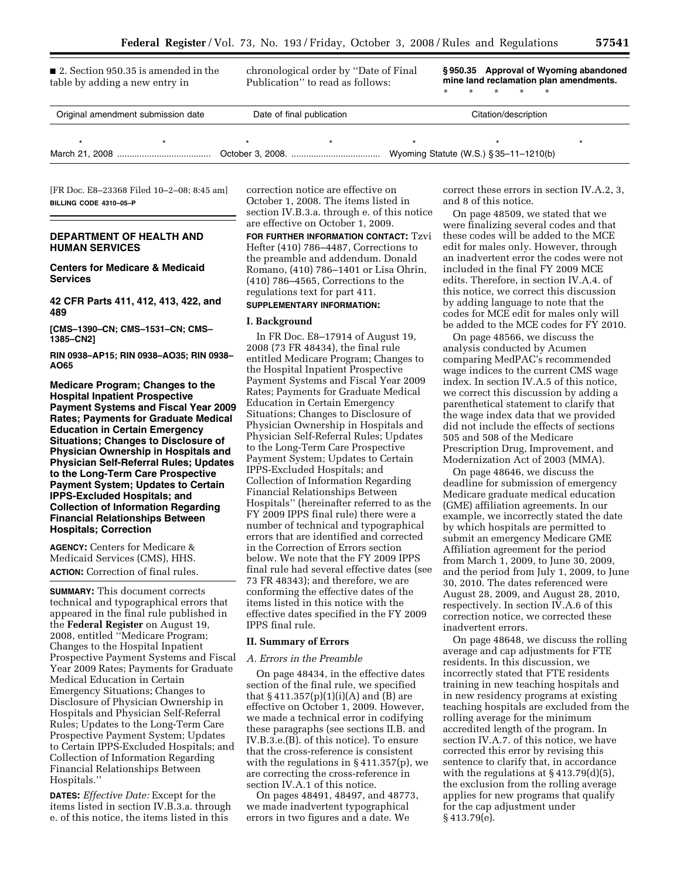■ 2. Section 950.35 is amended in the table by adding a new entry in chronological order by "Date of Final Publication" to read as follows:

**§ 950.35 Approval of Wyoming abandoned mine land reclamation plan amendments.**

\* \* \* \* \*

| Original amendment submission date | Date of final publication | Citation/description |
|---|---|---|
| \* \* | \* \* | \* \* \* |
| March 21, 2008 | October 3, 2008. | Wyoming Statute (W.S.) § 35–11–1210(b) |

[FR Doc. E8–23368 Filed 10–2–08; 8:45 am]

**BILLING CODE 4310–05–P**

---

## DEPARTMENT OF HEALTH AND HUMAN SERVICES

## Centers for Medicare & Medicaid Services

## 42 CFR Parts 411, 412, 413, 422, and 489

**[CMS–1390–CN; CMS–1531–CN; CMS–1385–CN2]**

**RIN 0938–AP15; RIN 0938–AO35; RIN 0938–AO65**

## Medicare Program; Changes to the Hospital Inpatient Prospective Payment Systems and Fiscal Year 2009 Rates; Payments for Graduate Medical Education in Certain Emergency Situations; Changes to Disclosure of Physician Ownership in Hospitals and Physician Self-Referral Rules; Updates to the Long-Term Care Prospective Payment System; Updates to Certain IPPS-Excluded Hospitals; and Collection of Information Regarding Financial Relationships Between Hospitals; Correction

**AGENCY:** Centers for Medicare & Medicaid Services (CMS), HHS.

**ACTION:** Correction of final rules.

**SUMMARY:** This document corrects technical and typographical errors that appeared in the final rule published in the **Federal Register** on August 19, 2008, entitled "Medicare Program; Changes to the Hospital Inpatient Prospective Payment Systems and Fiscal Year 2009 Rates; Payments for Graduate Medical Education in Certain Emergency Situations; Changes to Disclosure of Physician Ownership in Hospitals and Physician Self-Referral Rules; Updates to the Long-Term Care Prospective Payment System; Updates to Certain IPPS-Excluded Hospitals; and Collection of Information Regarding Financial Relationships Between Hospitals."

**DATES:** *Effective Date:* Except for the items listed in section IV.B.3.a. through e. of this notice, the items listed in this correction notice are effective on October 1, 2008. The items listed in section IV.B.3.a. through e. of this notice are effective on October 1, 2009.

**FOR FURTHER INFORMATION CONTACT:** Tzvi Hefter (410) 786–4487, Corrections to the preamble and addendum. Donald Romano, (410) 786–1401 or Lisa Ohrin, (410) 786–4565, Corrections to the regulations text for part 411.

**SUPPLEMENTARY INFORMATION:**

### I. Background

In FR Doc. E8–17914 of August 19, 2008 (73 FR 48434), the final rule entitled Medicare Program; Changes to the Hospital Inpatient Prospective Payment Systems and Fiscal Year 2009 Rates; Payments for Graduate Medical Education in Certain Emergency Situations; Changes to Disclosure of Physician Ownership in Hospitals and Physician Self-Referral Rules; Updates to the Long-Term Care Prospective Payment System; Updates to Certain IPPS-Excluded Hospitals; and Collection of Information Regarding Financial Relationships Between Hospitals" (hereinafter referred to as the FY 2009 IPPS final rule) there were a number of technical and typographical errors that are identified and corrected in the Correction of Errors section below. We note that the FY 2009 IPPS final rule had several effective dates (see 73 FR 48343); and therefore, we are conforming the effective dates of the items listed in this notice with the effective dates specified in the FY 2009 IPPS final rule.

### II. Summary of Errors

*A. Errors in the Preamble*

On page 48434, in the effective dates section of the final rule, we specified that § 411.357(p)(1)(i)(A) and (B) are effective on October 1, 2009. However, we made a technical error in codifying these paragraphs (see sections II.B. and IV.B.3.e.(B). of this notice). To ensure that the cross-reference is consistent with the regulations in § 411.357(p), we are correcting the cross-reference in section IV.A.1 of this notice.

On pages 48491, 48497, and 48773, we made inadvertent typographical errors in two figures and a date. We correct these errors in section IV.A.2, 3, and 8 of this notice.

On page 48509, we stated that we were finalizing several codes and that these codes will be added to the MCE edit for males only. However, through an inadvertent error the codes were not included in the final FY 2009 MCE edits. Therefore, in section IV.A.4. of this notice, we correct this discussion by adding language to note that the codes for MCE edit for males only will be added to the MCE codes for FY 2010.

On page 48566, we discuss the analysis conducted by Acumen comparing MedPAC's recommended wage indices to the current CMS wage index. In section IV.A.5 of this notice, we correct this discussion by adding a parenthetical statement to clarify that the wage index data that we provided did not include the effects of sections 505 and 508 of the Medicare Prescription Drug, Improvement, and Modernization Act of 2003 (MMA).

On page 48646, we discuss the deadline for submission of emergency Medicare graduate medical education (GME) affiliation agreements. In our example, we incorrectly stated the date by which hospitals are permitted to submit an emergency Medicare GME Affiliation agreement for the period from March 1, 2009, to June 30, 2009, and the period from July 1, 2009, to June 30, 2010. The dates referenced were August 28, 2009, and August 28, 2010, respectively. In section IV.A.6 of this correction notice, we corrected these inadvertent errors.

On page 48648, we discuss the rolling average and cap adjustments for FTE residents. In this discussion, we incorrectly stated that FTE residents training in new teaching hospitals and in new residency programs at existing teaching hospitals are excluded from the rolling average for the minimum accredited length of the program. In section IV.A.7. of this notice, we have corrected this error by revising this sentence to clarify that, in accordance with the regulations at § 413.79(d)(5), the exclusion from the rolling average applies for new programs that qualify for the cap adjustment under § 413.79(e).